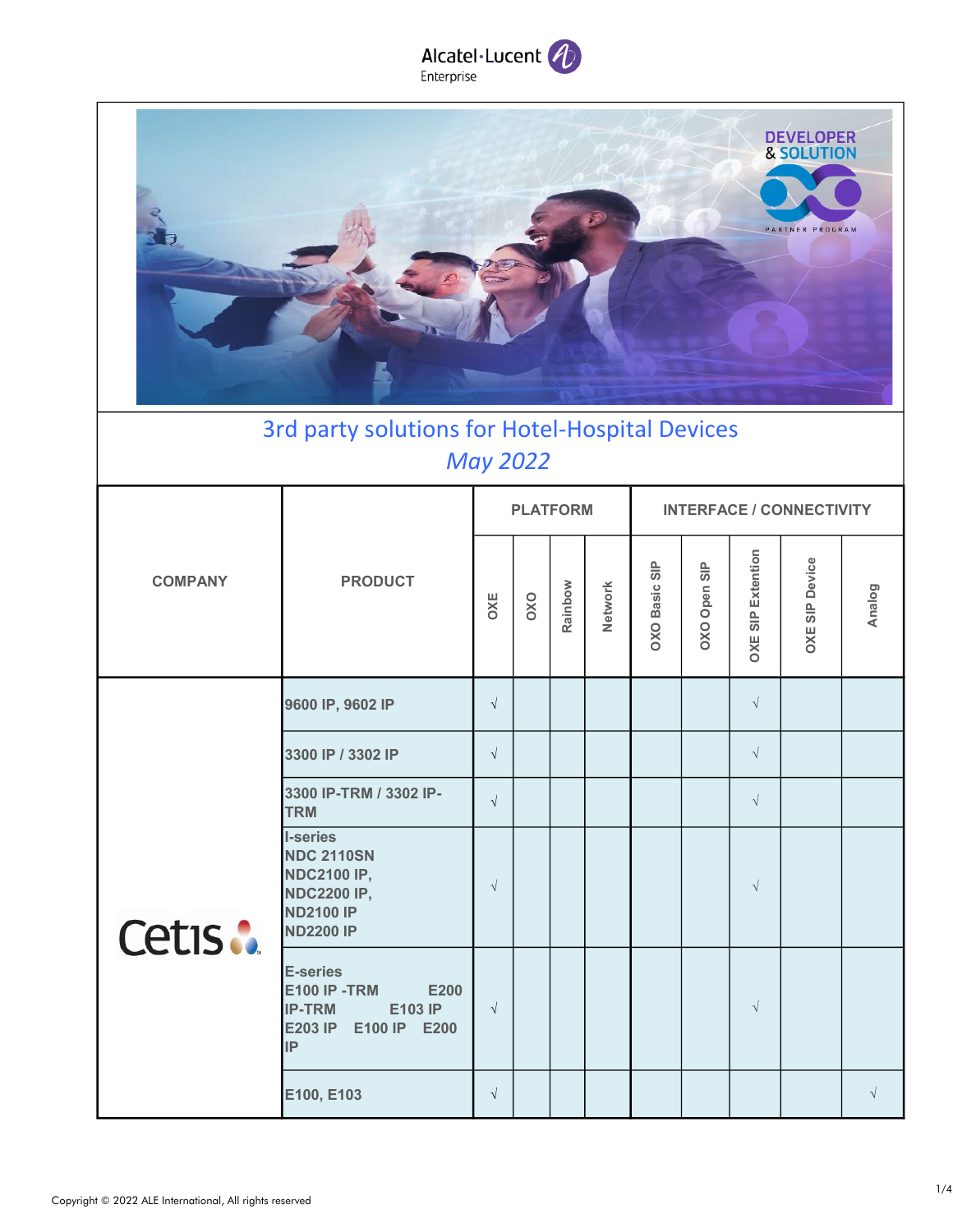# 3rd party solutions for Hotel-Hospital Devices

*May 2022*

| COMPANY | PRODUCT | PLATFORM | | | | INTERFACE / CONNECTIVITY | | | | |
|---|---|---|---|---|---|---|---|---|---|---|
| | | OXE | OXO | Rainbow | Network | OXO Basic SIP | OXO Open SIP | OXE SIP Extention | OXE SIP Device | Analog |
| Cetis | 9600 IP, 9602 IP | √ | | | | | | √ | | |
| | 3300 IP / 3302 IP | √ | | | | | | √ | | |
| | 3300 IP-TRM / 3302 IP-TRM | √ | | | | | | √ | | |
| | I-series NDC 2110SN NDC2100 IP, NDC2200 IP, ND2100 IP ND2200 IP | √ | | | | | | √ | | |
| | E-series E100 IP -TRM E200 IP-TRM E103 IP E203 IP E100 IP E200 IP | √ | | | | | | √ | | |
| | E100, E103 | √ | | | | | | | | √ |

Copyright © 2022 ALE International, All rights reserved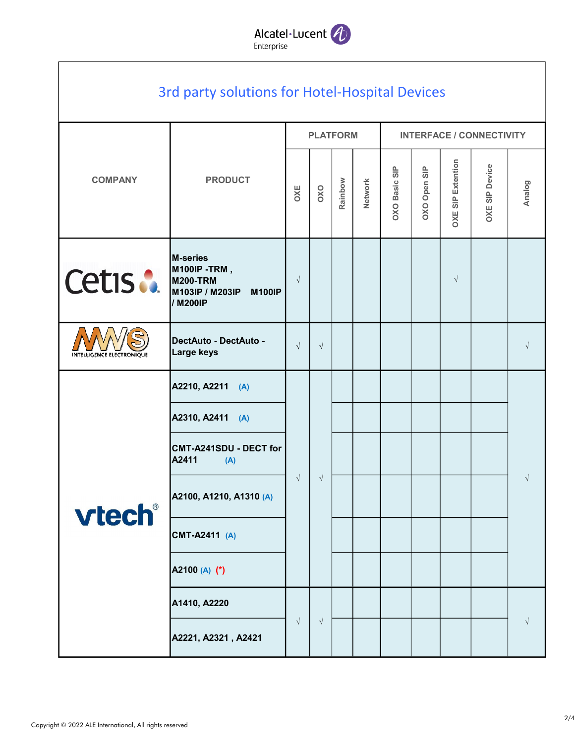# 3rd party solutions for Hotel-Hospital Devices

| COMPANY | PRODUCT | PLATFORM | | | | INTERFACE / CONNECTIVITY | | | | |
|---|---|---|---|---|---|---|---|---|---|---|
| | | OXE | OXO | Rainbow | Network | OXO Basic SIP | OXO Open SIP | OXE SIP Extention | OXE SIP Device | Analog |
| Cetis | M-series M100IP -TRM , M200-TRM M103IP / M203IP M100IP / M200IP | √ | | | | | | √ | | |
| MWS INTELLIGENCE ELECTRONIQUE | DectAuto - DectAuto - Large keys | √ | √ | | | | | | | √ |
| vtech | A2210, A2211 (A) | √ | √ | | | | | | | √ |
| | A2310, A2411 (A) | | | | | | | | | |
| | CMT-A241SDU - DECT for A2411 (A) | | | | | | | | | |
| | A2100, A1210, A1310 (A) | | | | | | | | | |
| | CMT-A2411 (A) | | | | | | | | | |
| | A2100 (A) (*) | | | | | | | | | |
| | A1410, A2220 | √ | √ | | | | | | | √ |
| | A2221, A2321 , A2421 | | | | | | | | | |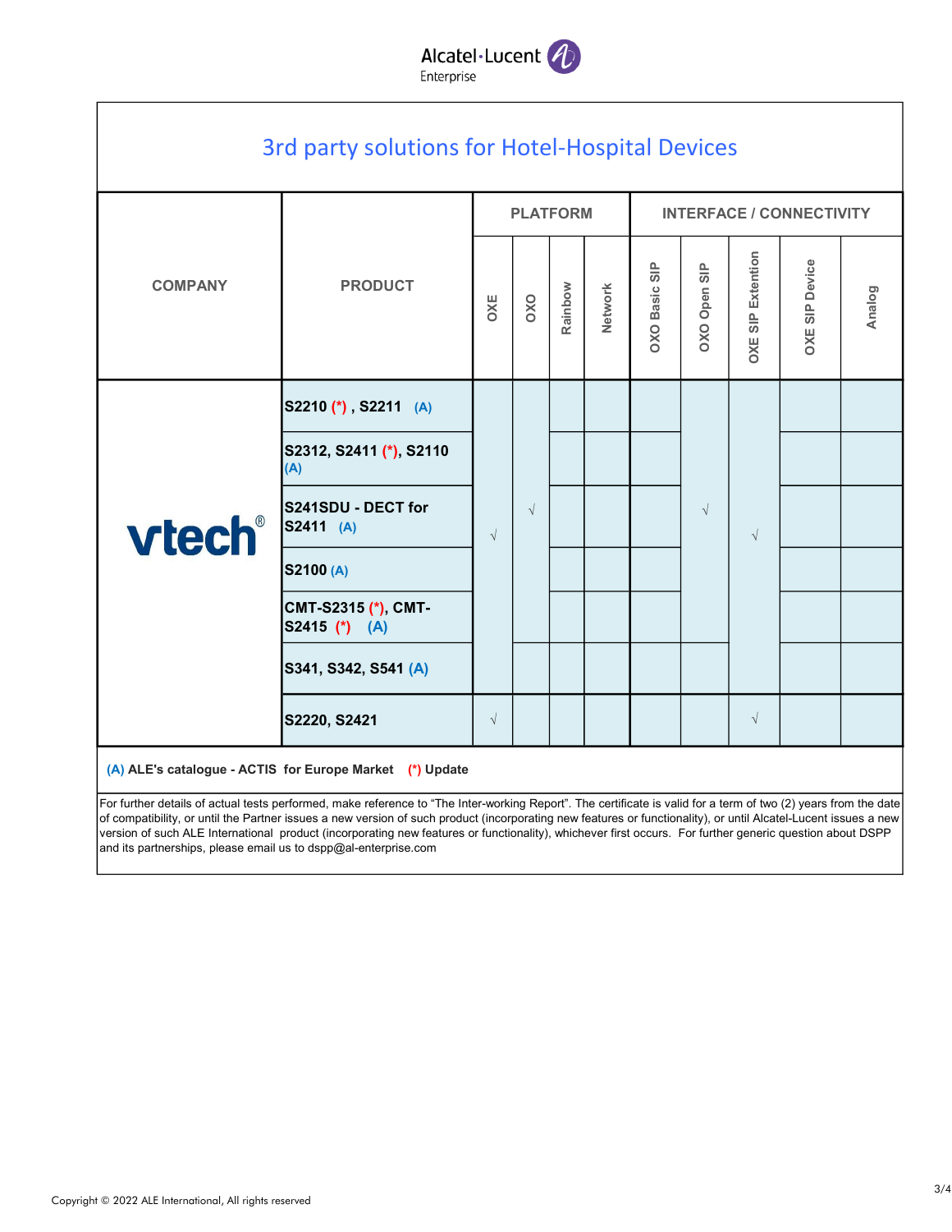# 3rd party solutions for Hotel-Hospital Devices

| COMPANY | PRODUCT | PLATFORM | | | | INTERFACE / CONNECTIVITY | | | | |
|---|---|---|---|---|---|---|---|---|---|---|
| | | OXE | OXO | Rainbow | Network | OXO Basic SIP | OXO Open SIP | OXE SIP Extention | OXE SIP Device | Analog |
| vtech® | S2210 (*) , S2211 (A) | √ | √ | | | | √ | √ | | |
| | S2312, S2411 (*), S2110 (A) | √ | √ | | | | √ | √ | | |
| | S241SDU - DECT for S2411 (A) | √ | √ | | | | √ | √ | | |
| | S2100 (A) | √ | √ | | | | √ | √ | | |
| | CMT-S2315 (*), CMT-S2415 (*) (A) | √ | √ | | | | √ | √ | | |
| | S341, S342, S541 (A) | √ | | | | | | √ | | |
| | S2220, S2421 | √ | | | | | | √ | | |

**(A) ALE's catalogue - ACTIS for Europe Market (*) Update**

For further details of actual tests performed, make reference to "The Inter-working Report". The certificate is valid for a term of two (2) years from the date of compatibility, or until the Partner issues a new version of such product (incorporating new features or functionality), or until Alcatel-Lucent issues a new version of such ALE International product (incorporating new features or functionality), whichever first occurs. For further generic question about DSPP and its partnerships, please email us to dspp@al-enterprise.com

Copyright © 2022 ALE International, All rights reserved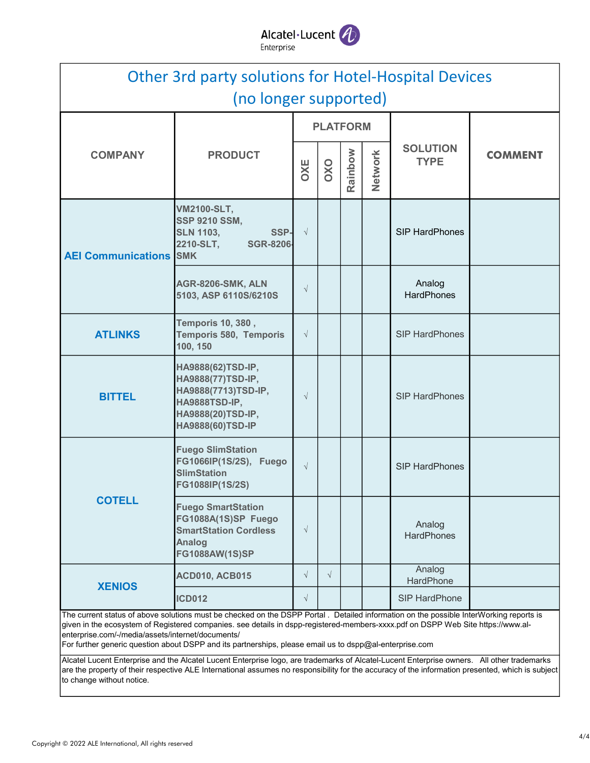# Other 3rd party solutions for Hotel-Hospital Devices (no longer supported)

| COMPANY | PRODUCT | PLATFORM | | | | SOLUTION TYPE | COMMENT |
|---|---|---|---|---|---|---|---|
| | | OXE | OXO | Rainbow | Network | | |
| AEI Communications | VM2100-SLT, SSP 9210 SSM, SLN 1103, SSP-2210-SLT, SGR-8206-SMK | √ | | | | SIP HardPhones | |
| | AGR-8206-SMK, ALN 5103, ASP 6110S/6210S | √ | | | | Analog HardPhones | |
| ATLINKS | Temporis 10, 380 , Temporis 580, Temporis 100, 150 | √ | | | | SIP HardPhones | |
| BITTEL | HA9888(62)TSD-IP, HA9888(77)TSD-IP, HA9888(7713)TSD-IP, HA9888TSD-IP, HA9888(20)TSD-IP, HA9888(60)TSD-IP | √ | | | | SIP HardPhones | |
| COTELL | Fuego SlimStation FG1066IP(1S/2S), Fuego SlimStation FG1088IP(1S/2S) | √ | | | | SIP HardPhones | |
| | Fuego SmartStation FG1088A(1S)SP Fuego SmartStation Cordless Analog FG1088AW(1S)SP | √ | | | | Analog HardPhones | |
| XENIOS | ACD010, ACB015 | √ | √ | | | Analog HardPhone | |
| | ICD012 | √ | | | | SIP HardPhone | |

The current status of above solutions must be checked on the DSPP Portal . Detailed information on the possible InterWorking reports is given in the ecosystem of Registered companies. see details in dspp-registered-members-xxxx.pdf on DSPP Web Site https://www.al-enterprise.com/-/media/assets/internet/documents/
For further generic question about DSPP and its partnerships, please email us to dspp@al-enterprise.com

Alcatel Lucent Enterprise and the Alcatel Lucent Enterprise logo, are trademarks of Alcatel-Lucent Enterprise owners. All other trademarks are the property of their respective ALE International assumes no responsibility for the accuracy of the information presented, which is subject to change without notice.

Copyright © 2022 ALE International, All rights reserved